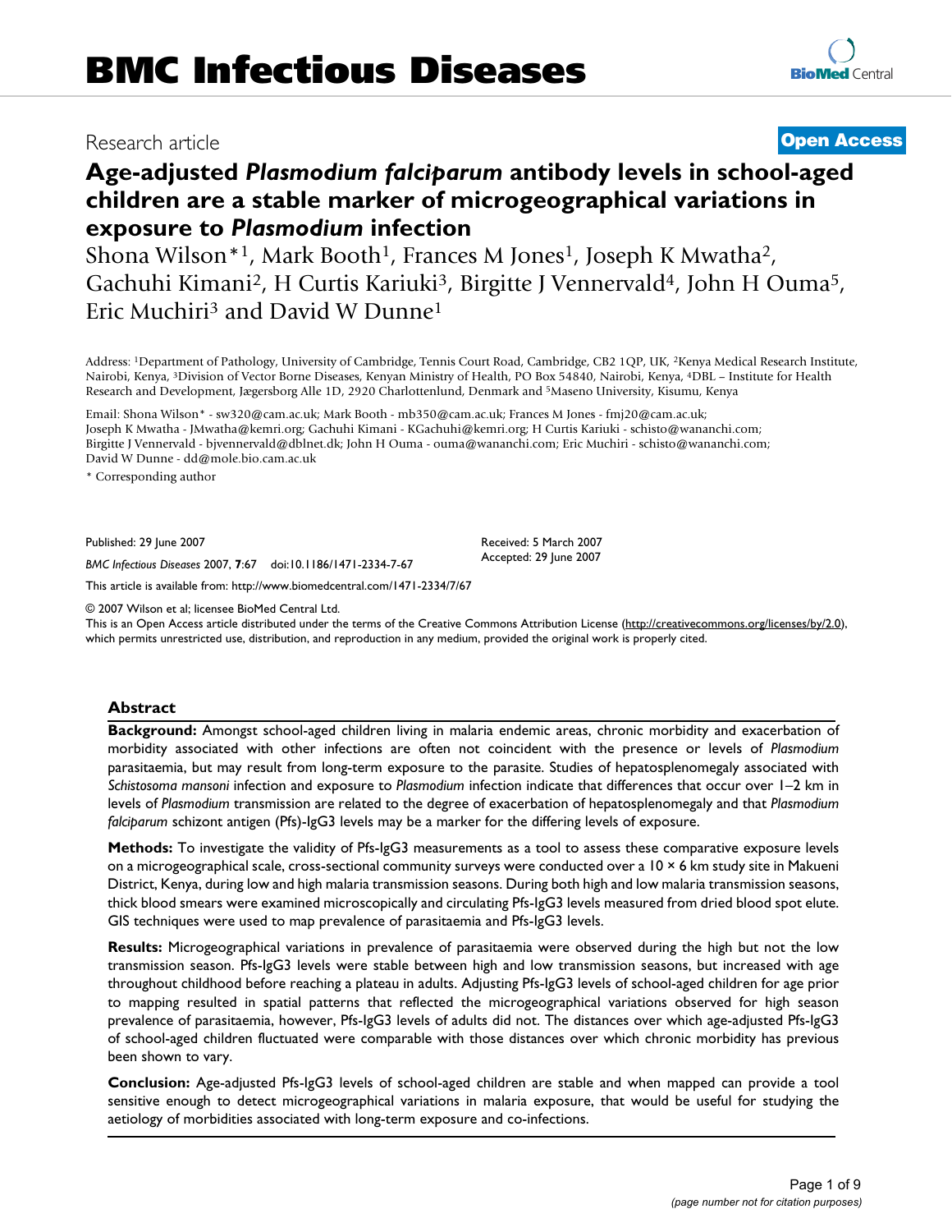BMC Infectious Diseases

Research article

**Open Access**

# Age-adjusted *Plasmodium falciparum* antibody levels in school-aged children are a stable marker of microgeographical variations in exposure to *Plasmodium* infection

Shona Wilson*[1], Mark Booth[1], Frances M Jones[1], Joseph K Mwatha[2], Gachuhi Kimani[2], H Curtis Kariuki[3], Birgitte J Vennervald[4], John H Ouma[5], Eric Muchiri[3] and David W Dunne[1]

Address: [1]Department of Pathology, University of Cambridge, Tennis Court Road, Cambridge, CB2 1QP, UK, [2]Kenya Medical Research Institute, Nairobi, Kenya, [3]Division of Vector Borne Diseases, Kenyan Ministry of Health, PO Box 54840, Nairobi, Kenya, [4]DBL – Institute for Health Research and Development, Jægersborg Alle 1D, 2920 Charlottenlund, Denmark and [5]Maseno University, Kisumu, Kenya

Email: Shona Wilson* - sw320@cam.ac.uk; Mark Booth - mb350@cam.ac.uk; Frances M Jones - fmj20@cam.ac.uk; Joseph K Mwatha - JMwatha@kemri.org; Gachuhi Kimani - KGachuhi@kemri.org; H Curtis Kariuki - schisto@wananchi.com; Birgitte J Vennervald - bjvennervald@dblnet.dk; John H Ouma - ouma@wananchi.com; Eric Muchiri - schisto@wananchi.com; David W Dunne - dd@mole.bio.cam.ac.uk

\* Corresponding author

Published: 29 June 2007

*BMC Infectious Diseases* 2007, **7**:67 doi:10.1186/1471-2334-7-67

Received: 5 March 2007
Accepted: 29 June 2007

This article is available from: http://www.biomedcentral.com/1471-2334/7/67

© 2007 Wilson et al; licensee BioMed Central Ltd.
This is an Open Access article distributed under the terms of the Creative Commons Attribution License (http://creativecommons.org/licenses/by/2.0), which permits unrestricted use, distribution, and reproduction in any medium, provided the original work is properly cited.

## Abstract

**Background:** Amongst school-aged children living in malaria endemic areas, chronic morbidity and exacerbation of morbidity associated with other infections are often not coincident with the presence or levels of *Plasmodium* parasitaemia, but may result from long-term exposure to the parasite. Studies of hepatosplenomegaly associated with *Schistosoma mansoni* infection and exposure to *Plasmodium* infection indicate that differences that occur over 1–2 km in levels of *Plasmodium* transmission are related to the degree of exacerbation of hepatosplenomegaly and that *Plasmodium falciparum* schizont antigen (Pfs)-IgG3 levels may be a marker for the differing levels of exposure.

**Methods:** To investigate the validity of Pfs-IgG3 measurements as a tool to assess these comparative exposure levels on a microgeographical scale, cross-sectional community surveys were conducted over a 10 × 6 km study site in Makueni District, Kenya, during low and high malaria transmission seasons. During both high and low malaria transmission seasons, thick blood smears were examined microscopically and circulating Pfs-IgG3 levels measured from dried blood spot elute. GIS techniques were used to map prevalence of parasitaemia and Pfs-IgG3 levels.

**Results:** Microgeographical variations in prevalence of parasitaemia were observed during the high but not the low transmission season. Pfs-IgG3 levels were stable between high and low transmission seasons, but increased with age throughout childhood before reaching a plateau in adults. Adjusting Pfs-IgG3 levels of school-aged children for age prior to mapping resulted in spatial patterns that reflected the microgeographical variations observed for high season prevalence of parasitaemia, however, Pfs-IgG3 levels of adults did not. The distances over which age-adjusted Pfs-IgG3 of school-aged children fluctuated were comparable with those distances over which chronic morbidity has previous been shown to vary.

**Conclusion:** Age-adjusted Pfs-IgG3 levels of school-aged children are stable and when mapped can provide a tool sensitive enough to detect microgeographical variations in malaria exposure, that would be useful for studying the aetiology of morbidities associated with long-term exposure and co-infections.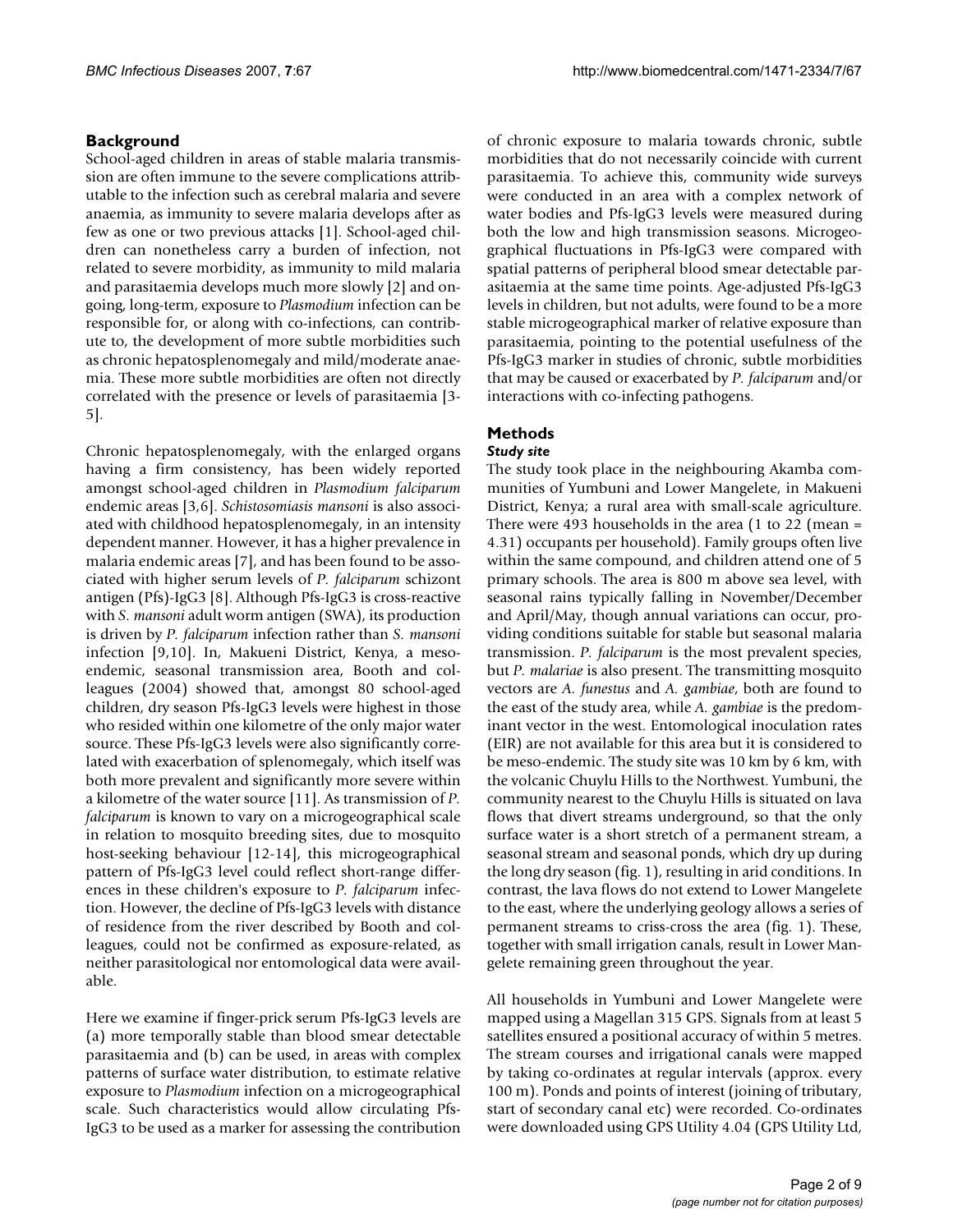## Background

School-aged children in areas of stable malaria transmission are often immune to the severe complications attributable to the infection such as cerebral malaria and severe anaemia, as immunity to severe malaria develops after as few as one or two previous attacks [1]. School-aged children can nonetheless carry a burden of infection, not related to severe morbidity, as immunity to mild malaria and parasitaemia develops much more slowly [2] and ongoing, long-term, exposure to *Plasmodium* infection can be responsible for, or along with co-infections, can contribute to, the development of more subtle morbidities such as chronic hepatosplenomegaly and mild/moderate anaemia. These more subtle morbidities are often not directly correlated with the presence or levels of parasitaemia [3-5].

Chronic hepatosplenomegaly, with the enlarged organs having a firm consistency, has been widely reported amongst school-aged children in *Plasmodium falciparum* endemic areas [3,6]. *Schistosomiasis mansoni* is also associated with childhood hepatosplenomegaly, in an intensity dependent manner. However, it has a higher prevalence in malaria endemic areas [7], and has been found to be associated with higher serum levels of *P. falciparum* schizont antigen (Pfs)-IgG3 [8]. Although Pfs-IgG3 is cross-reactive with *S. mansoni* adult worm antigen (SWA), its production is driven by *P. falciparum* infection rather than *S. mansoni* infection [9,10]. In, Makueni District, Kenya, a meso-endemic, seasonal transmission area, Booth and colleagues (2004) showed that, amongst 80 school-aged children, dry season Pfs-IgG3 levels were highest in those who resided within one kilometre of the only major water source. These Pfs-IgG3 levels were also significantly correlated with exacerbation of splenomegaly, which itself was both more prevalent and significantly more severe within a kilometre of the water source [11]. As transmission of *P. falciparum* is known to vary on a microgeographical scale in relation to mosquito breeding sites, due to mosquito host-seeking behaviour [12-14], this microgeographical pattern of Pfs-IgG3 level could reflect short-range differences in these children's exposure to *P. falciparum* infection. However, the decline of Pfs-IgG3 levels with distance of residence from the river described by Booth and colleagues, could not be confirmed as exposure-related, as neither parasitological nor entomological data were available.

Here we examine if finger-prick serum Pfs-IgG3 levels are (a) more temporally stable than blood smear detectable parasitaemia and (b) can be used, in areas with complex patterns of surface water distribution, to estimate relative exposure to *Plasmodium* infection on a microgeographical scale. Such characteristics would allow circulating Pfs-IgG3 to be used as a marker for assessing the contribution of chronic exposure to malaria towards chronic, subtle morbidities that do not necessarily coincide with current parasitaemia. To achieve this, community wide surveys were conducted in an area with a complex network of water bodies and Pfs-IgG3 levels were measured during both the low and high transmission seasons. Microgeographical fluctuations in Pfs-IgG3 were compared with spatial patterns of peripheral blood smear detectable parasitaemia at the same time points. Age-adjusted Pfs-IgG3 levels in children, but not adults, were found to be a more stable microgeographical marker of relative exposure than parasitaemia, pointing to the potential usefulness of the Pfs-IgG3 marker in studies of chronic, subtle morbidities that may be caused or exacerbated by *P. falciparum* and/or interactions with co-infecting pathogens.

## Methods

### Study site

The study took place in the neighbouring Akamba communities of Yumbuni and Lower Mangelete, in Makueni District, Kenya; a rural area with small-scale agriculture. There were 493 households in the area (1 to 22 (mean = 4.31) occupants per household). Family groups often live within the same compound, and children attend one of 5 primary schools. The area is 800 m above sea level, with seasonal rains typically falling in November/December and April/May, though annual variations can occur, providing conditions suitable for stable but seasonal malaria transmission. *P. falciparum* is the most prevalent species, but *P. malariae* is also present. The transmitting mosquito vectors are *A. funestus* and *A. gambiae*, both are found to the east of the study area, while *A. gambiae* is the predominant vector in the west. Entomological inoculation rates (EIR) are not available for this area but it is considered to be meso-endemic. The study site was 10 km by 6 km, with the volcanic Chuylu Hills to the Northwest. Yumbuni, the community nearest to the Chuylu Hills is situated on lava flows that divert streams underground, so that the only surface water is a short stretch of a permanent stream, a seasonal stream and seasonal ponds, which dry up during the long dry season (fig. 1), resulting in arid conditions. In contrast, the lava flows do not extend to Lower Mangelete to the east, where the underlying geology allows a series of permanent streams to criss-cross the area (fig. 1). These, together with small irrigation canals, result in Lower Mangelete remaining green throughout the year.

All households in Yumbuni and Lower Mangelete were mapped using a Magellan 315 GPS. Signals from at least 5 satellites ensured a positional accuracy of within 5 metres. The stream courses and irrigational canals were mapped by taking co-ordinates at regular intervals (approx. every 100 m). Ponds and points of interest (joining of tributary, start of secondary canal etc) were recorded. Co-ordinates were downloaded using GPS Utility 4.04 (GPS Utility Ltd,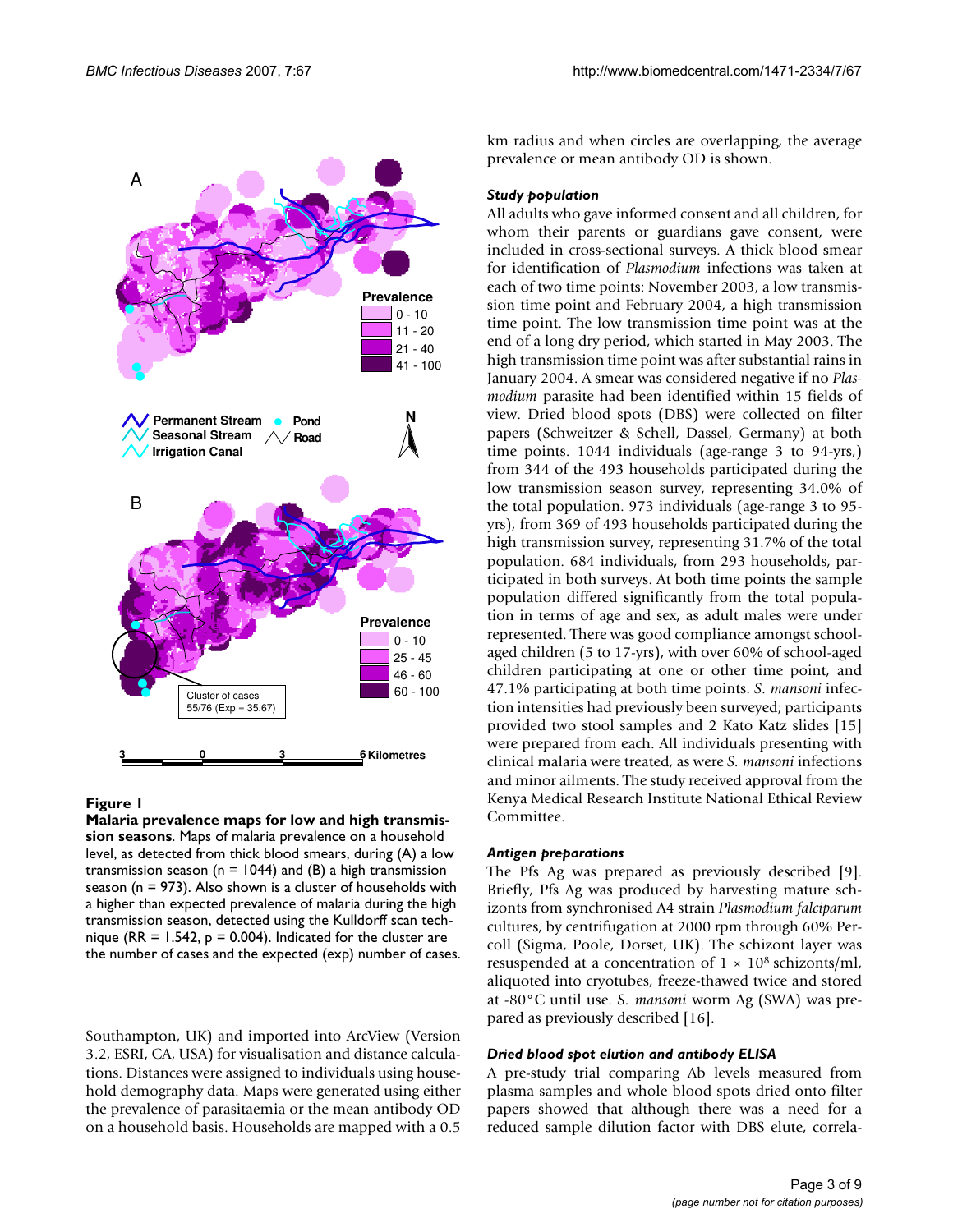**Figure 1**

**Malaria prevalence maps for low and high transmission seasons**. Maps of malaria prevalence on a household level, as detected from thick blood smears, during (A) a low transmission season (n = 1044) and (B) a high transmission season (n = 973). Also shown is a cluster of households with a higher than expected prevalence of malaria during the high transmission season, detected using the Kulldorff scan technique (RR = 1.542, p = 0.004). Indicated for the cluster are the number of cases and the expected (exp) number of cases.

Southampton, UK) and imported into ArcView (Version 3.2, ESRI, CA, USA) for visualisation and distance calculations. Distances were assigned to individuals using household demography data. Maps were generated using either the prevalence of parasitaemia or the mean antibody OD on a household basis. Households are mapped with a 0.5 km radius and when circles are overlapping, the average prevalence or mean antibody OD is shown.

### Study population

All adults who gave informed consent and all children, for whom their parents or guardians gave consent, were included in cross-sectional surveys. A thick blood smear for identification of *Plasmodium* infections was taken at each of two time points: November 2003, a low transmission time point and February 2004, a high transmission time point. The low transmission time point was at the end of a long dry period, which started in May 2003. The high transmission time point was after substantial rains in January 2004. A smear was considered negative if no *Plasmodium* parasite had been identified within 15 fields of view. Dried blood spots (DBS) were collected on filter papers (Schweitzer & Schell, Dassel, Germany) at both time points. 1044 individuals (age-range 3 to 94-yrs,) from 344 of the 493 households participated during the low transmission season survey, representing 34.0% of the total population. 973 individuals (age-range 3 to 95-yrs), from 369 of 493 households participated during the high transmission survey, representing 31.7% of the total population. 684 individuals, from 293 households, participated in both surveys. At both time points the sample population differed significantly from the total population in terms of age and sex, as adult males were under represented. There was good compliance amongst school-aged children (5 to 17-yrs), with over 60% of school-aged children participating at one or other time point, and 47.1% participating at both time points. *S. mansoni* infection intensities had previously been surveyed; participants provided two stool samples and 2 Kato Katz slides [15] were prepared from each. All individuals presenting with clinical malaria were treated, as were *S. mansoni* infections and minor ailments. The study received approval from the Kenya Medical Research Institute National Ethical Review Committee.

### Antigen preparations

The Pfs Ag was prepared as previously described [9]. Briefly, Pfs Ag was produced by harvesting mature schizonts from synchronised A4 strain *Plasmodium falciparum* cultures, by centrifugation at 2000 rpm through 60% Percoll (Sigma, Poole, Dorset, UK). The schizont layer was resuspended at a concentration of $1 \times 10^8$ schizonts/ml, aliquoted into cryotubes, freeze-thawed twice and stored at -80°C until use. *S. mansoni* worm Ag (SWA) was prepared as previously described [16].

### Dried blood spot elution and antibody ELISA

A pre-study trial comparing Ab levels measured from plasma samples and whole blood spots dried onto filter papers showed that although there was a need for a reduced sample dilution factor with DBS elute, correla-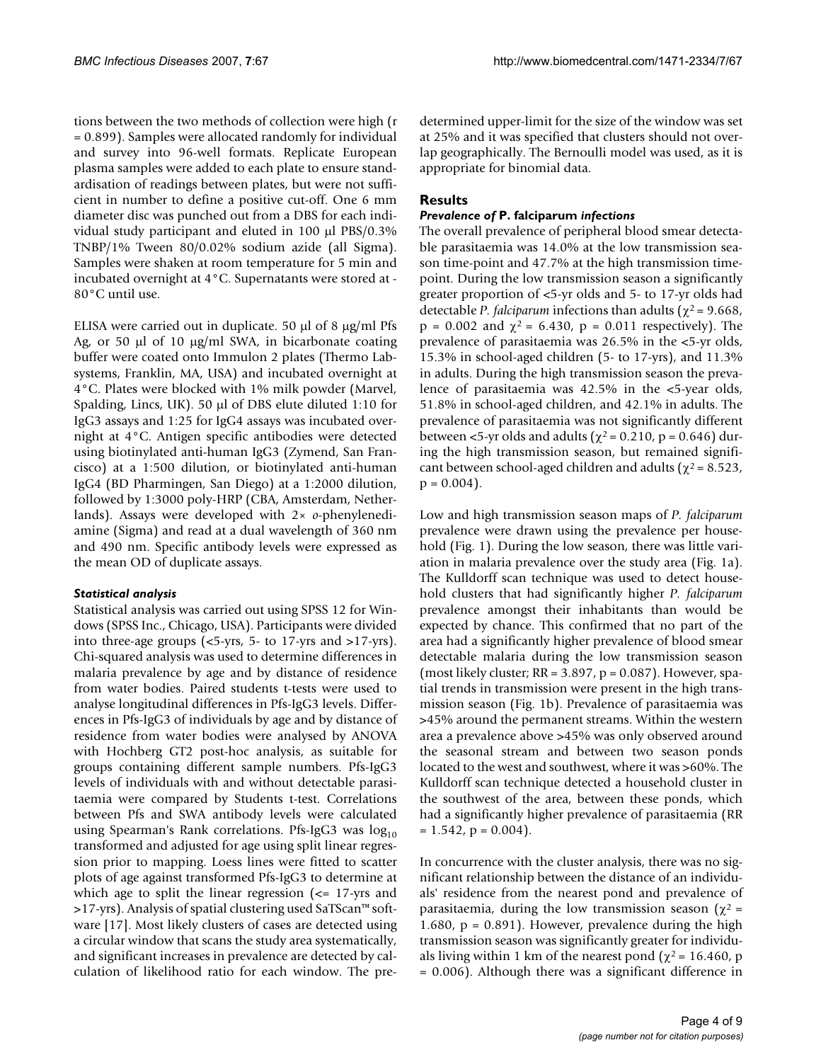tions between the two methods of collection were high (r = 0.899). Samples were allocated randomly for individual and survey into 96-well formats. Replicate European plasma samples were added to each plate to ensure standardisation of readings between plates, but were not sufficient in number to define a positive cut-off. One 6 mm diameter disc was punched out from a DBS for each individual study participant and eluted in 100 μl PBS/0.3% TNBP/1% Tween 80/0.02% sodium azide (all Sigma). Samples were shaken at room temperature for 5 min and incubated overnight at 4°C. Supernatants were stored at -80°C until use.

ELISA were carried out in duplicate. 50 μl of 8 μg/ml Pfs Ag, or 50 μl of 10 μg/ml SWA, in bicarbonate coating buffer were coated onto Immulon 2 plates (Thermo Labsystems, Franklin, MA, USA) and incubated overnight at 4°C. Plates were blocked with 1% milk powder (Marvel, Spalding, Lincs, UK). 50 μl of DBS elute diluted 1:10 for IgG3 assays and 1:25 for IgG4 assays was incubated overnight at 4°C. Antigen specific antibodies were detected using biotinylated anti-human IgG3 (Zymend, San Francisco) at a 1:500 dilution, or biotinylated anti-human IgG4 (BD Pharmingen, San Diego) at a 1:2000 dilution, followed by 1:3000 poly-HRP (CBA, Amsterdam, Netherlands). Assays were developed with 2× *o*-phenylenediamine (Sigma) and read at a dual wavelength of 360 nm and 490 nm. Specific antibody levels were expressed as the mean OD of duplicate assays.

### *Statistical analysis*

Statistical analysis was carried out using SPSS 12 for Windows (SPSS Inc., Chicago, USA). Participants were divided into three-age groups (<5-yrs, 5- to 17-yrs and >17-yrs). Chi-squared analysis was used to determine differences in malaria prevalence by age and by distance of residence from water bodies. Paired students t-tests were used to analyse longitudinal differences in Pfs-IgG3 levels. Differences in Pfs-IgG3 of individuals by age and by distance of residence from water bodies were analysed by ANOVA with Hochberg GT2 post-hoc analysis, as suitable for groups containing different sample numbers. Pfs-IgG3 levels of individuals with and without detectable parasitaemia were compared by Students t-test. Correlations between Pfs and SWA antibody levels were calculated using Spearman's Rank correlations. Pfs-IgG3 was $\log_{10}$ transformed and adjusted for age using split linear regression prior to mapping. Loess lines were fitted to scatter plots of age against transformed Pfs-IgG3 to determine at which age to split the linear regression (<= 17-yrs and >17-yrs). Analysis of spatial clustering used SaTScan™ software [17]. Most likely clusters of cases are detected using a circular window that scans the study area systematically, and significant increases in prevalence are detected by calculation of likelihood ratio for each window. The pre-determined upper-limit for the size of the window was set at 25% and it was specified that clusters should not overlap geographically. The Bernoulli model was used, as it is appropriate for binomial data.

## Results

### *Prevalence of* P. falciparum *infections*

The overall prevalence of peripheral blood smear detectable parasitaemia was 14.0% at the low transmission season time-point and 47.7% at the high transmission time-point. During the low transmission season a significantly greater proportion of <5-yr olds and 5- to 17-yr olds had detectable *P. falciparum* infections than adults ($\chi^2 = 9.668$, $p = 0.002$ and $\chi^2 = 6.430$, $p = 0.011$ respectively). The prevalence of parasitaemia was 26.5% in the <5-yr olds, 15.3% in school-aged children (5- to 17-yrs), and 11.3% in adults. During the high transmission season the prevalence of parasitaemia was 42.5% in the <5-year olds, 51.8% in school-aged children, and 42.1% in adults. The prevalence of parasitaemia was not significantly different between <5-yr olds and adults ($\chi^2 = 0.210$, $p = 0.646$) during the high transmission season, but remained significant between school-aged children and adults ($\chi^2 = 8.523$, $p = 0.004$).

Low and high transmission season maps of *P. falciparum* prevalence were drawn using the prevalence per household (Fig. 1). During the low season, there was little variation in malaria prevalence over the study area (Fig. 1a). The Kulldorff scan technique was used to detect household clusters that had significantly higher *P. falciparum* prevalence amongst their inhabitants than would be expected by chance. This confirmed that no part of the area had a significantly higher prevalence of blood smear detectable malaria during the low transmission season (most likely cluster; RR = 3.897, p = 0.087). However, spatial trends in transmission were present in the high transmission season (Fig. 1b). Prevalence of parasitaemia was >45% around the permanent streams. Within the western area a prevalence above >45% was only observed around the seasonal stream and between two season ponds located to the west and southwest, where it was >60%. The Kulldorff scan technique detected a household cluster in the southwest of the area, between these ponds, which had a significantly higher prevalence of parasitaemia (RR = 1.542, p = 0.004).

In concurrence with the cluster analysis, there was no significant relationship between the distance of an individuals' residence from the nearest pond and prevalence of parasitaemia, during the low transmission season ($\chi^2 = 1.680$, $p = 0.891$). However, prevalence during the high transmission season was significantly greater for individuals living within 1 km of the nearest pond ($\chi^2 = 16.460$, $p = 0.006$). Although there was a significant difference in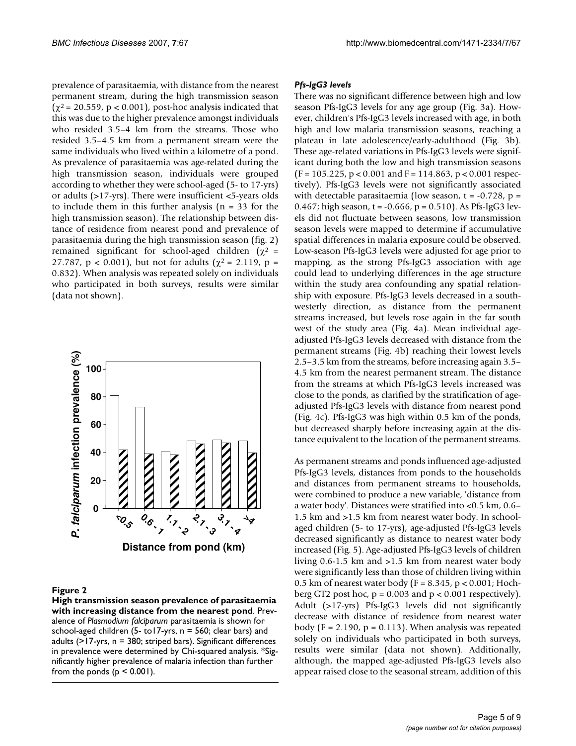prevalence of parasitaemia, with distance from the nearest permanent stream, during the high transmission season ($\chi^2 = 20.559$, $p < 0.001$), post-hoc analysis indicated that this was due to the higher prevalence amongst individuals who resided 3.5–4 km from the streams. Those who resided 3.5–4.5 km from a permanent stream were the same individuals who lived within a kilometre of a pond. As prevalence of parasitaemia was age-related during the high transmission season, individuals were grouped according to whether they were school-aged (5- to 17-yrs) or adults (>17-yrs). There were insufficient <5-years olds to include them in this further analysis (n = 33 for the high transmission season). The relationship between distance of residence from nearest pond and prevalence of parasitaemia during the high transmission season (fig. 2) remained significant for school-aged children ($\chi^2 = 27.787$, $p < 0.001$), but not for adults ($\chi^2 = 2.119$, $p = 0.832$). When analysis was repeated solely on individuals who participated in both surveys, results were similar (data not shown).

**Figure 2**

**High transmission season prevalence of parasitaemia with increasing distance from the nearest pond**. Prevalence of *Plasmodium falciparum* parasitaemia is shown for school-aged children (5- to17-yrs, n = 560; clear bars) and adults (>17-yrs, n = 380; striped bars). Significant differences in prevalence were determined by Chi-squared analysis. *Significantly higher prevalence of malaria infection than further from the ponds ($p < 0.001$).

### *Pfs-IgG3 levels*

There was no significant difference between high and low season Pfs-IgG3 levels for any age group (Fig. 3a). However, children's Pfs-IgG3 levels increased with age, in both high and low malaria transmission seasons, reaching a plateau in late adolescence/early-adulthood (Fig. 3b). These age-related variations in Pfs-IgG3 levels were significant during both the low and high transmission seasons ($F = 105.225$, $p < 0.001$ and $F = 114.863$, $p < 0.001$ respectively). Pfs-IgG3 levels were not significantly associated with detectable parasitaemia (low season, $t = -0.728$, $p = 0.467$; high season, $t = -0.666$, $p = 0.510$). As Pfs-IgG3 levels did not fluctuate between seasons, low transmission season levels were mapped to determine if accumulative spatial differences in malaria exposure could be observed. Low-season Pfs-IgG3 levels were adjusted for age prior to mapping, as the strong Pfs-IgG3 association with age could lead to underlying differences in the age structure within the study area confounding any spatial relationship with exposure. Pfs-IgG3 levels decreased in a south-westerly direction, as distance from the permanent streams increased, but levels rose again in the far south west of the study area (Fig. 4a). Mean individual age-adjusted Pfs-IgG3 levels decreased with distance from the permanent streams (Fig. 4b) reaching their lowest levels 2.5–3.5 km from the streams, before increasing again 3.5–4.5 km from the nearest permanent stream. The distance from the streams at which Pfs-IgG3 levels increased was close to the ponds, as clarified by the stratification of age-adjusted Pfs-IgG3 levels with distance from nearest pond (Fig. 4c). Pfs-IgG3 was high within 0.5 km of the ponds, but decreased sharply before increasing again at the distance equivalent to the location of the permanent streams.

As permanent streams and ponds influenced age-adjusted Pfs-IgG3 levels, distances from ponds to the households and distances from permanent streams to households, were combined to produce a new variable, 'distance from a water body'. Distances were stratified into <0.5 km, 0.6–1.5 km and >1.5 km from nearest water body. In school-aged children (5- to 17-yrs), age-adjusted Pfs-IgG3 levels decreased significantly as distance to nearest water body increased (Fig. 5). Age-adjusted Pfs-IgG3 levels of children living 0.6-1.5 km and >1.5 km from nearest water body were significantly less than those of children living within 0.5 km of nearest water body ($F = 8.345$, $p < 0.001$; Hochberg GT2 post hoc, $p = 0.003$ and $p < 0.001$ respectively). Adult (>17-yrs) Pfs-IgG3 levels did not significantly decrease with distance of residence from nearest water body ($F = 2.190$, $p = 0.113$). When analysis was repeated solely on individuals who participated in both surveys, results were similar (data not shown). Additionally, although, the mapped age-adjusted Pfs-IgG3 levels also appear raised close to the seasonal stream, addition of this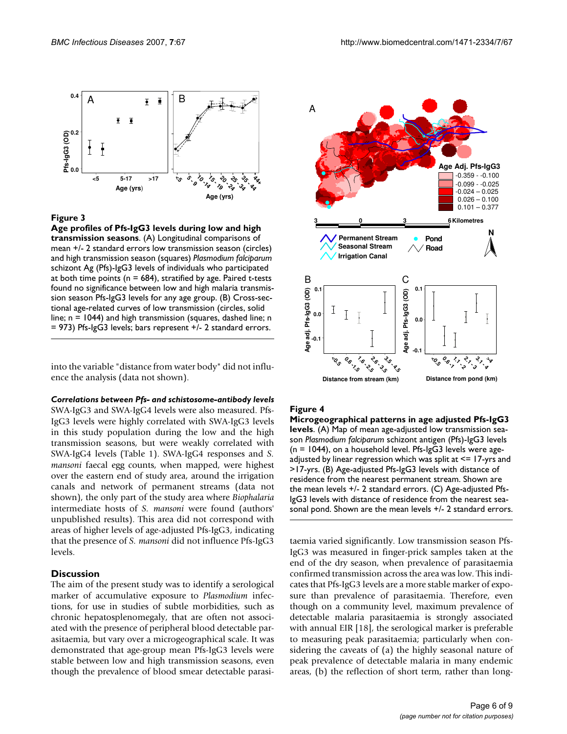**Figure 3**

**Age profiles of Pfs-IgG3 levels during low and high transmission seasons**. (A) Longitudinal comparisons of mean +/- 2 standard errors low transmission season (circles) and high transmission season (squares) *Plasmodium falciparum* schizont Ag (Pfs)-IgG3 levels of individuals who participated at both time points (n = 684), stratified by age. Paired t-tests found no significance between low and high malaria transmission season Pfs-IgG3 levels for any age group. (B) Cross-sectional age-related curves of low transmission (circles, solid line; n = 1044) and high transmission (squares, dashed line; n = 973) Pfs-IgG3 levels; bars represent +/- 2 standard errors.

into the variable "distance from water body" did not influence the analysis (data not shown).

***Correlations between Pfs- and schistosome-antibody levels***

SWA-IgG3 and SWA-IgG4 levels were also measured. Pfs-IgG3 levels were highly correlated with SWA-IgG3 levels in this study population during the low and the high transmission seasons, but were weakly correlated with SWA-IgG4 levels (Table 1). SWA-IgG4 responses and *S. mansoni* faecal egg counts, when mapped, were highest over the eastern end of study area, around the irrigation canals and network of permanent streams (data not shown), the only part of the study area where *Biophalaria* intermediate hosts of *S. mansoni* were found (authors' unpublished results). This area did not correspond with areas of higher levels of age-adjusted Pfs-IgG3, indicating that the presence of *S. mansoni* did not influence Pfs-IgG3 levels.

## Discussion

The aim of the present study was to identify a serological marker of accumulative exposure to *Plasmodium* infections, for use in studies of subtle morbidities, such as chronic hepatosplenomegaly, that are often not associated with the presence of peripheral blood detectable parasitaemia, but vary over a microgeographical scale. It was demonstrated that age-group mean Pfs-IgG3 levels were stable between low and high transmission seasons, even though the prevalence of blood smear detectable parasitaemia varied significantly. Low transmission season Pfs-IgG3 was measured in finger-prick samples taken at the end of the dry season, when prevalence of parasitaemia confirmed transmission across the area was low. This indicates that Pfs-IgG3 levels are a more stable marker of exposure than prevalence of parasitaemia. Therefore, even though on a community level, maximum prevalence of detectable malaria parasitaemia is strongly associated with annual EIR [18], the serological marker is preferable to measuring peak parasitaemia; particularly when considering the caveats of (a) the highly seasonal nature of peak prevalence of detectable malaria in many endemic areas, (b) the reflection of short term, rather than long-

**Figure 4**

**Microgeographical patterns in age adjusted Pfs-IgG3 levels**. (A) Map of mean age-adjusted low transmission season *Plasmodium falciparum* schizont antigen (Pfs)-IgG3 levels (n = 1044), on a household level. Pfs-IgG3 levels were age-adjusted by linear regression which was split at <= 17-yrs and >17-yrs. (B) Age-adjusted Pfs-IgG3 levels with distance of residence from the nearest permanent stream. Shown are the mean levels +/- 2 standard errors. (C) Age-adjusted Pfs-IgG3 levels with distance of residence from the nearest seasonal pond. Shown are the mean levels +/- 2 standard errors.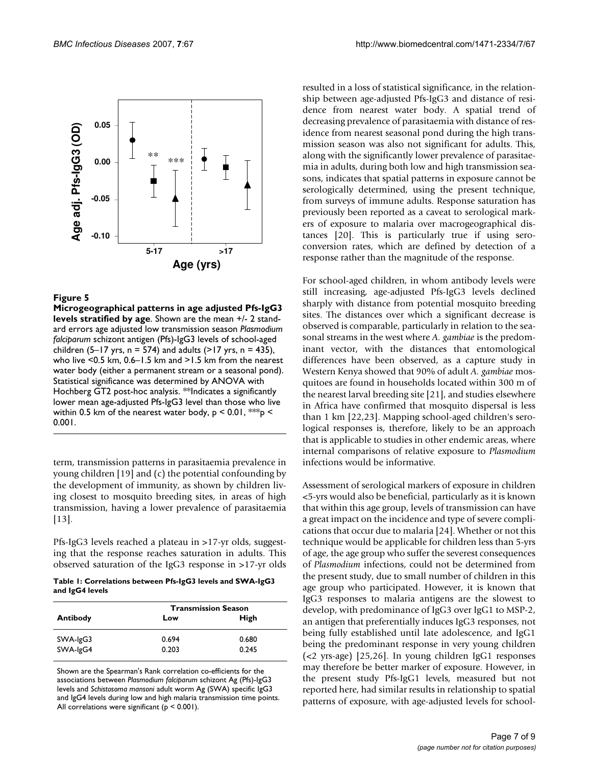**Figure 5**

**Microgeographical patterns in age adjusted Pfs-IgG3 levels stratified by age**. Shown are the mean +/- 2 standard errors age adjusted low transmission season *Plasmodium falciparum* schizont antigen (Pfs)-IgG3 levels of school-aged children (5–17 yrs, n = 574) and adults (>17 yrs, n = 435), who live <0.5 km, 0.6–1.5 km and >1.5 km from the nearest water body (either a permanent stream or a seasonal pond). Statistical significance was determined by ANOVA with Hochberg GT2 post-hoc analysis. **Indicates a significantly lower mean age-adjusted Pfs-IgG3 level than those who live within 0.5 km of the nearest water body, $p < 0.01$, ***$p < 0.001$.

term, transmission patterns in parasitaemia prevalence in young children [19] and (c) the potential confounding by the development of immunity, as shown by children living closest to mosquito breeding sites, in areas of high transmission, having a lower prevalence of parasitaemia [13].

Pfs-IgG3 levels reached a plateau in >17-yr olds, suggesting that the response reaches saturation in adults. This observed saturation of the IgG3 response in >17-yr olds resulted in a loss of statistical significance, in the relationship between age-adjusted Pfs-IgG3 and distance of residence from nearest water body. A spatial trend of decreasing prevalence of parasitaemia with distance of residence from nearest seasonal pond during the high transmission season was also not significant for adults. This, along with the significantly lower prevalence of parasitaemia in adults, during both low and high transmission seasons, indicates that spatial patterns in exposure cannot be serologically determined, using the present technique, from surveys of immune adults. Response saturation has previously been reported as a caveat to serological markers of exposure to malaria over macrogeographical distances [20]. This is particularly true if using seroconversion rates, which are defined by detection of a response rather than the magnitude of the response.

**Table 1: Correlations between Pfs-IgG3 levels and SWA-IgG3 and IgG4 levels**

| Antibody | Transmission Season | |
|---|---|---|
| | Low | High |
| SWA-IgG3 | 0.694 | 0.680 |
| SWA-IgG4 | 0.203 | 0.245 |

Shown are the Spearman's Rank correlation co-efficients for the associations between *Plasmodium falciparum* schizont Ag (Pfs)-IgG3 levels and *Schistosoma mansoni* adult worm Ag (SWA) specific IgG3 and IgG4 levels during low and high malaria transmission time points. All correlations were significant ($p < 0.001$).

For school-aged children, in whom antibody levels were still increasing, age-adjusted Pfs-IgG3 levels declined sharply with distance from potential mosquito breeding sites. The distances over which a significant decrease is observed is comparable, particularly in relation to the seasonal streams in the west where *A. gambiae* is the predominant vector, with the distances that entomological differences have been observed, as a capture study in Western Kenya showed that 90% of adult *A. gambiae* mosquitoes are found in households located within 300 m of the nearest larval breeding site [21], and studies elsewhere in Africa have confirmed that mosquito dispersal is less than 1 km [22,23]. Mapping school-aged children's serological responses is, therefore, likely to be an approach that is applicable to studies in other endemic areas, where internal comparisons of relative exposure to *Plasmodium* infections would be informative.

Assessment of serological markers of exposure in children <5-yrs would also be beneficial, particularly as it is known that within this age group, levels of transmission can have a great impact on the incidence and type of severe complications that occur due to malaria [24]. Whether or not this technique would be applicable for children less than 5-yrs of age, the age group who suffer the severest consequences of *Plasmodium* infections, could not be determined from the present study, due to small number of children in this age group who participated. However, it is known that IgG3 responses to malaria antigens are the slowest to develop, with predominance of IgG3 over IgG1 to MSP-2, an antigen that preferentially induces IgG3 responses, not being fully established until late adolescence, and IgG1 being the predominant response in very young children (<2 yrs-age) [25,26]. In young children IgG1 responses may therefore be better marker of exposure. However, in the present study Pfs-IgG1 levels, measured but not reported here, had similar results in relationship to spatial patterns of exposure, with age-adjusted levels for school-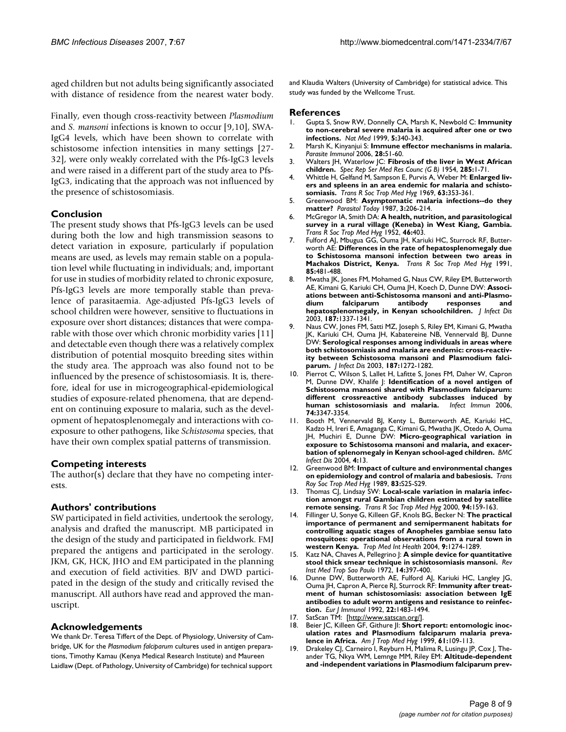aged children but not adults being significantly associated with distance of residence from the nearest water body.

Finally, even though cross-reactivity between *Plasmodium* and *S. mansoni* infections is known to occur [9,10], SWA-IgG4 levels, which have been shown to correlate with schistosome infection intensities in many settings [27-32], were only weakly correlated with the Pfs-IgG3 levels and were raised in a different part of the study area to Pfs-IgG3, indicating that the approach was not influenced by the presence of schistosomiasis.

## Conclusion

The present study shows that Pfs-IgG3 levels can be used during both the low and high transmission seasons to detect variation in exposure, particularly if population means are used, as levels may remain stable on a population level while fluctuating in individuals; and, important for use in studies of morbidity related to chronic exposure, Pfs-IgG3 levels are more temporally stable than prevalence of parasitaemia. Age-adjusted Pfs-IgG3 levels of school children were however, sensitive to fluctuations in exposure over short distances; distances that were comparable with those over which chronic morbidity varies [11] and detectable even though there was a relatively complex distribution of potential mosquito breeding sites within the study area. The approach was also found not to be influenced by the presence of schistosomiasis. It is, therefore, ideal for use in microgeographical-epidemiological studies of exposure-related phenomena, that are dependent on continuing exposure to malaria, such as the development of hepatosplenomegaly and interactions with co-exposure to other pathogens, like *Schistosoma* species, that have their own complex spatial patterns of transmission.

## Competing interests

The author(s) declare that they have no competing interests.

## Authors' contributions

SW participated in field activities, undertook the serology, analysis and drafted the manuscript. MB participated in the design of the study and participated in fieldwork. FMJ prepared the antigens and participated in the serology. JKM, GK, HCK, JHO and EM participated in the planning and execution of field activities. BJV and DWD participated in the design of the study and critically revised the manuscript. All authors have read and approved the manuscript.

## Acknowledgements

We thank Dr. Teresa Tiffert of the Dept. of Physiology, University of Cambridge, UK for the *Plasmodium falciparum* cultures used in antigen preparations, Timothy Kamau (Kenya Medical Research Institute) and Maureen Laidlaw (Dept. of Pathology, University of Cambridge) for technical support and Klaudia Walters (University of Cambridge) for statistical advice. This study was funded by the Wellcome Trust.

## References

1. Gupta S, Snow RW, Donnelly CA, Marsh K, Newbold C: **Immunity to non-cerebral severe malaria is acquired after one or two infections.** *Nat Med* 1999, **5:**340-343.
2. Marsh K, Kinyanjui S: **Immune effector mechanisms in malaria.** *Parasite Immunol* 2006, **28:**51-60.
3. Walters JH, Waterlow JC: **Fibrosis of the liver in West African children.** *Spec Rep Ser Med Res Counc (G B)* 1954, **285:**1-71.
4. Whittle H, Gelfand M, Sampson E, Purvis A, Weber M: **Enlarged livers and spleens in an area endemic for malaria and schistosomiasis.** *Trans R Soc Trop Med Hyg* 1969, **63:**353-361.
5. Greenwood BM: **Asymptomatic malaria infections--do they matter?** *Parasitol Today* 1987, **3:**206-214.
6. McGregor IA, Smith DA: **A health, nutrition, and parasitological survey in a rural village (Keneba) in West Kiang, Gambia.** *Trans R Soc Trop Med Hyg* 1952, **46:**403.
7. Fulford AJ, Mbugua GG, Ouma JH, Kariuki HC, Sturrock RF, Butterworth AE: **Differences in the rate of hepatosplenomegaly due to Schistosoma mansoni infection between two areas in Machakos District, Kenya.** *Trans R Soc Trop Med Hyg* 1991, **85:**481-488.
8. Mwatha JK, Jones FM, Mohamed G, Naus CW, Riley EM, Butterworth AE, Kimani G, Kariuki CH, Ouma JH, Koech D, Dunne DW: **Associations between anti-Schistosoma mansoni and anti-Plasmodium falciparum antibody responses and hepatosplenomegaly, in Kenyan schoolchildren.** *J Infect Dis* 2003, **187:**1337-1341.
9. Naus CW, Jones FM, Satti MZ, Joseph S, Riley EM, Kimani G, Mwatha JK, Kariuki CH, Ouma JH, Kabatereine NB, Vennervald BJ, Dunne DW: **Serological responses among individuals in areas where both schistosomiasis and malaria are endemic: cross-reactivity between Schistosoma mansoni and Plasmodium falciparum.** *J Infect Dis* 2003, **187:**1272-1282.
10. Pierrot C, Wilson S, Lallet H, Lafitte S, Jones FM, Daher W, Capron M, Dunne DW, Khalife J: **Identification of a novel antigen of Schistosoma mansoni shared with Plasmodium falciparum: different crossreactive antibody subclasses induced by human schistosomiasis and malaria.** *Infect Immun* 2006, **74:**3347-3354.
11. Booth M, Vennervald BJ, Kenty L, Butterworth AE, Kariuki HC, Kadzo H, Ireri E, Amaganga C, Kimani G, Mwatha JK, Otedo A, Ouma JH, Muchiri E, Dunne DW: **Micro-geographical variation in exposure to Schistosoma mansoni and malaria, and exacerbation of splenomegaly in Kenyan school-aged children.** *BMC Infect Dis* 2004, **4:**13.
12. Greenwood BM: **Impact of culture and environmental changes on epidemiology and control of malaria and babesiosis.** *Trans Roy Soc Trop Med Hyg* 1989, **83:**S25-S29.
13. Thomas CJ, Lindsay SW: **Local-scale variation in malaria infection amongst rural Gambian children estimated by satellite remote sensing.** *Trans R Soc Trop Med Hyg* 2000, **94:**159-163.
14. Fillinger U, Sonye G, Killeen GF, Knols BG, Becker N: **The practical importance of permanent and semipermanent habitats for controlling aquatic stages of Anopheles gambiae sensu lato mosquitoes: operational observations from a rural town in western Kenya.** *Trop Med Int Health* 2004, **9:**1274-1289.
15. Katz NA, Chaves A, Pellegrino J: **A simple device for quantitative stool thick smear technique in schistosomiasis mansoni.** *Rev Inst Med Trop Sao Paulo* 1972, **14:**397-400.
16. Dunne DW, Butterworth AE, Fulford AJ, Kariuki HC, Langley JG, Ouma JH, Capron A, Pierce RJ, Sturrock RF: **Immunity after treatment of human schistosomiasis: association between IgE antibodies to adult worm antigens and resistance to reinfection.** *Eur J Immunol* 1992, **22:**1483-1494.
17. SatScan TM: [http://www.satscan.org/].
18. Beier JC, Killeen GF, Githure JI: **Short report: entomologic inoculation rates and Plasmodium falciparum malaria prevalence in Africa.** *Am J Trop Med Hyg* 1999, **61:**109-113.
19. Drakeley CJ, Carneiro I, Reyburn H, Malima R, Lusingu JP, Cox J, Theander TG, Nkya WM, Lemnge MM, Riley EM: **Altitude-dependent and -independent variations in Plasmodium falciparum prev-**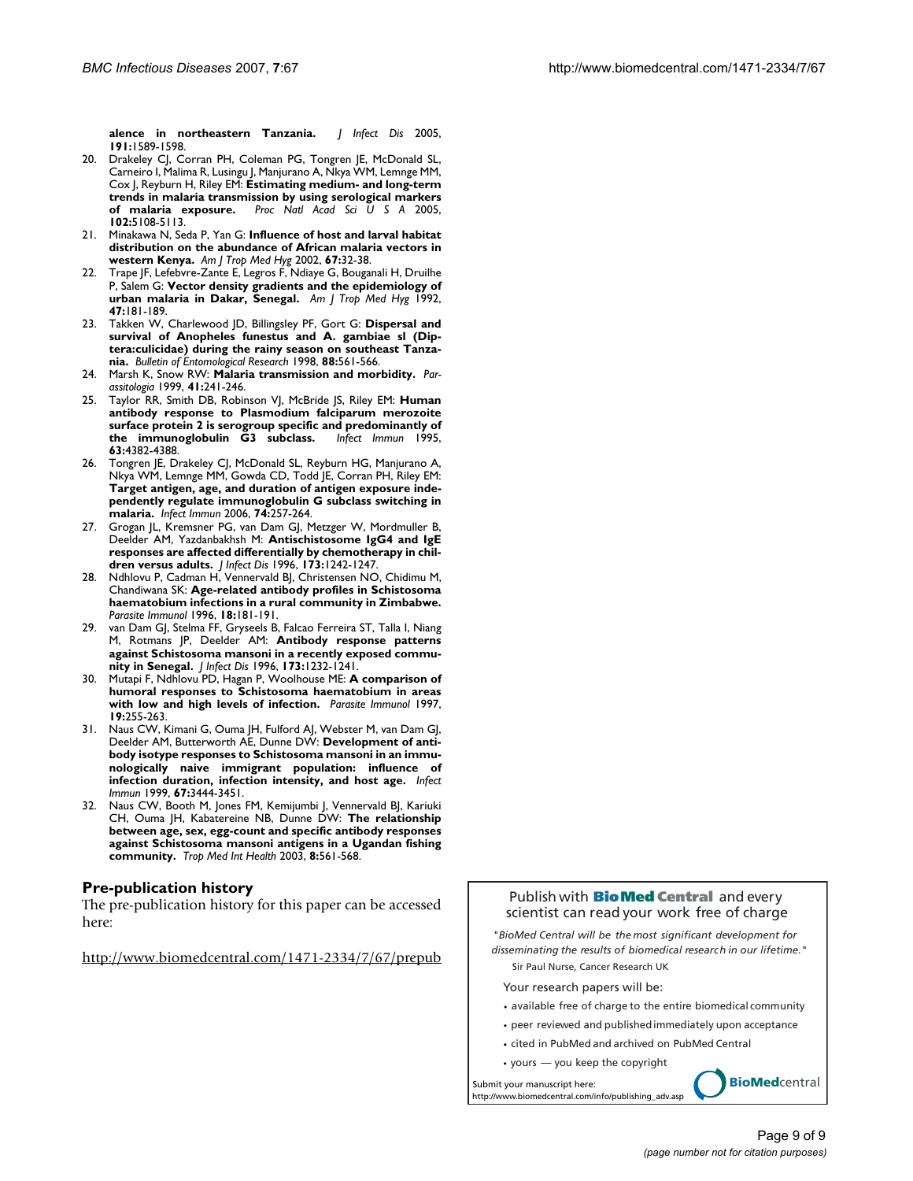**alence in northeastern Tanzania.** *J Infect Dis* 2005, **191:**1589-1598.

20. Drakeley CJ, Corran PH, Coleman PG, Tongren JE, McDonald SL, Carneiro I, Malima R, Lusingu J, Manjurano A, Nkya WM, Lemnge MM, Cox J, Reyburn H, Riley EM: **Estimating medium- and long-term trends in malaria transmission by using serological markers of malaria exposure.** *Proc Natl Acad Sci U S A* 2005, **102:**5108-5113.
21. Minakawa N, Seda P, Yan G: **Influence of host and larval habitat distribution on the abundance of African malaria vectors in western Kenya.** *Am J Trop Med Hyg* 2002, **67:**32-38.
22. Trape JF, Lefebvre-Zante E, Legros F, Ndiaye G, Bouganali H, Druilhe P, Salem G: **Vector density gradients and the epidemiology of urban malaria in Dakar, Senegal.** *Am J Trop Med Hyg* 1992, **47:**181-189.
23. Takken W, Charlewood JD, Billingsley PF, Gort G: **Dispersal and survival of Anopheles funestus and A. gambiae sl (Diptera:culicidae) during the rainy season on southeast Tanzania.** *Bulletin of Entomological Research* 1998, **88:**561-566.
24. Marsh K, Snow RW: **Malaria transmission and morbidity.** *Parassitologia* 1999, **41:**241-246.
25. Taylor RR, Smith DB, Robinson VJ, McBride JS, Riley EM: **Human antibody response to Plasmodium falciparum merozoite surface protein 2 is serogroup specific and predominantly of the immunoglobulin G3 subclass.** *Infect Immun* 1995, **63:**4382-4388.
26. Tongren JE, Drakeley CJ, McDonald SL, Reyburn HG, Manjurano A, Nkya WM, Lemnge MM, Gowda CD, Todd JE, Corran PH, Riley EM: **Target antigen, age, and duration of antigen exposure independently regulate immunoglobulin G subclass switching in malaria.** *Infect Immun* 2006, **74:**257-264.
27. Grogan JL, Kremsner PG, van Dam GJ, Metzger W, Mordmuller B, Deelder AM, Yazdanbakhsh M: **Antischistosome IgG4 and IgE responses are affected differentially by chemotherapy in children versus adults.** *J Infect Dis* 1996, **173:**1242-1247.
28. Ndhlovu P, Cadman H, Vennervald BJ, Christensen NO, Chidimu M, Chandiwana SK: **Age-related antibody profiles in Schistosoma haematobium infections in a rural community in Zimbabwe.** *Parasite Immunol* 1996, **18:**181-191.
29. van Dam GJ, Stelma FF, Gryseels B, Falcao Ferreira ST, Talla I, Niang M, Rotmans JP, Deelder AM: **Antibody response patterns against Schistosoma mansoni in a recently exposed community in Senegal.** *J Infect Dis* 1996, **173:**1232-1241.
30. Mutapi F, Ndhlovu PD, Hagan P, Woolhouse ME: **A comparison of humoral responses to Schistosoma haematobium in areas with low and high levels of infection.** *Parasite Immunol* 1997, **19:**255-263.
31. Naus CW, Kimani G, Ouma JH, Fulford AJ, Webster M, van Dam GJ, Deelder AM, Butterworth AE, Dunne DW: **Development of antibody isotype responses to Schistosoma mansoni in an immunologically naive immigrant population: influence of infection duration, infection intensity, and host age.** *Infect Immun* 1999, **67:**3444-3451.
32. Naus CW, Booth M, Jones FM, Kemijumbi J, Vennervald BJ, Kariuki CH, Ouma JH, Kabatereine NB, Dunne DW: **The relationship between age, sex, egg-count and specific antibody responses against Schistosoma mansoni antigens in a Ugandan fishing community.** *Trop Med Int Health* 2003, **8:**561-568.

## Pre-publication history

The pre-publication history for this paper can be accessed here:

http://www.biomedcentral.com/1471-2334/7/67/prepub

Publish with **BioMed Central** and every scientist can read your work free of charge

*"BioMed Central will be the most significant development for disseminating the results of biomedical research in our lifetime."*

Sir Paul Nurse, Cancer Research UK

Your research papers will be:

- available free of charge to the entire biomedical community
- peer reviewed and published immediately upon acceptance
- cited in PubMed and archived on PubMed Central
- yours — you keep the copyright

Submit your manuscript here:
http://www.biomedcentral.com/info/publishing_adv.asp

BioMedcentral